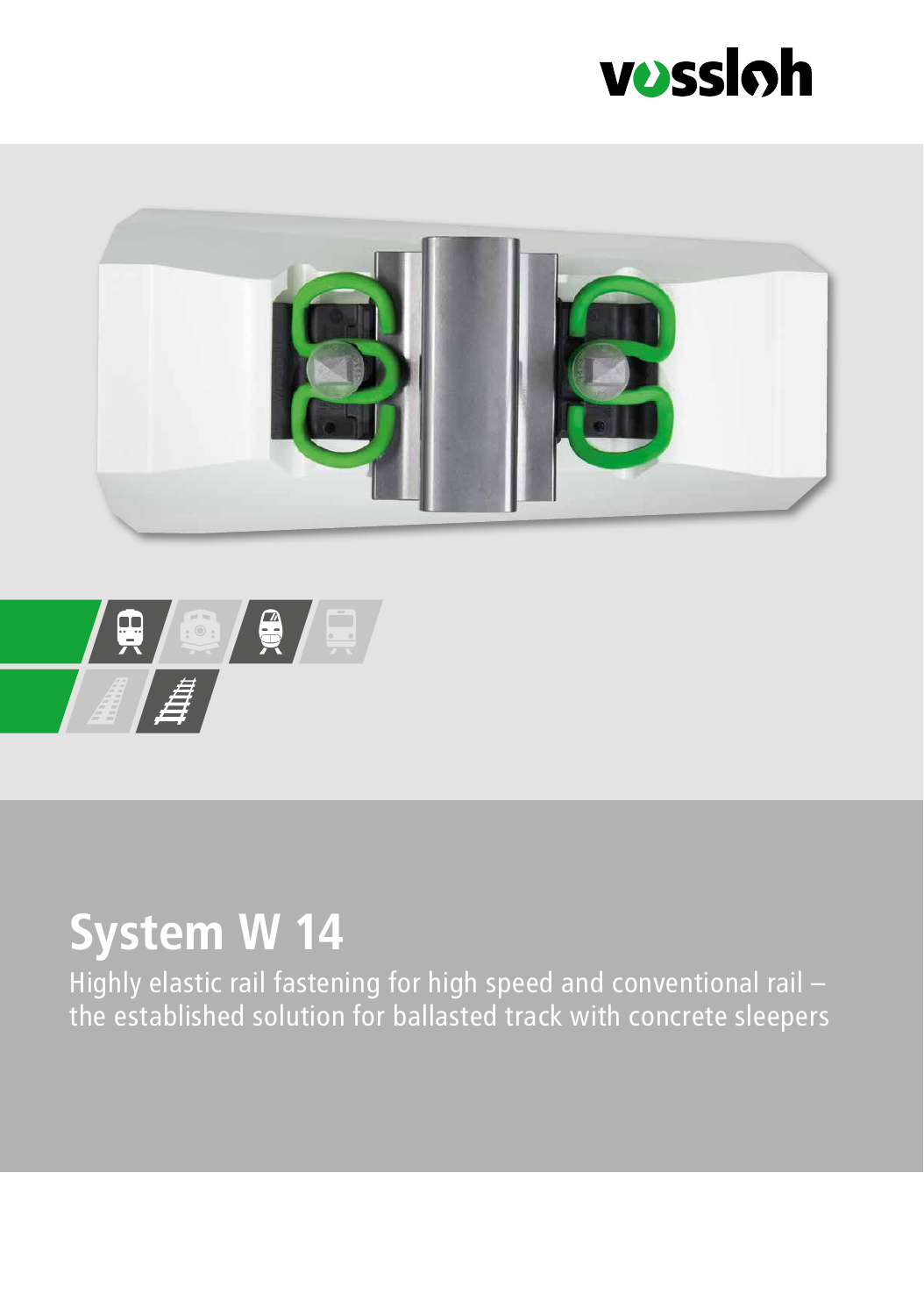vossloh

# System W 14

Highly elastic rail fastening for high speed and conventional rail – the established solution for ballasted track with concrete sleepers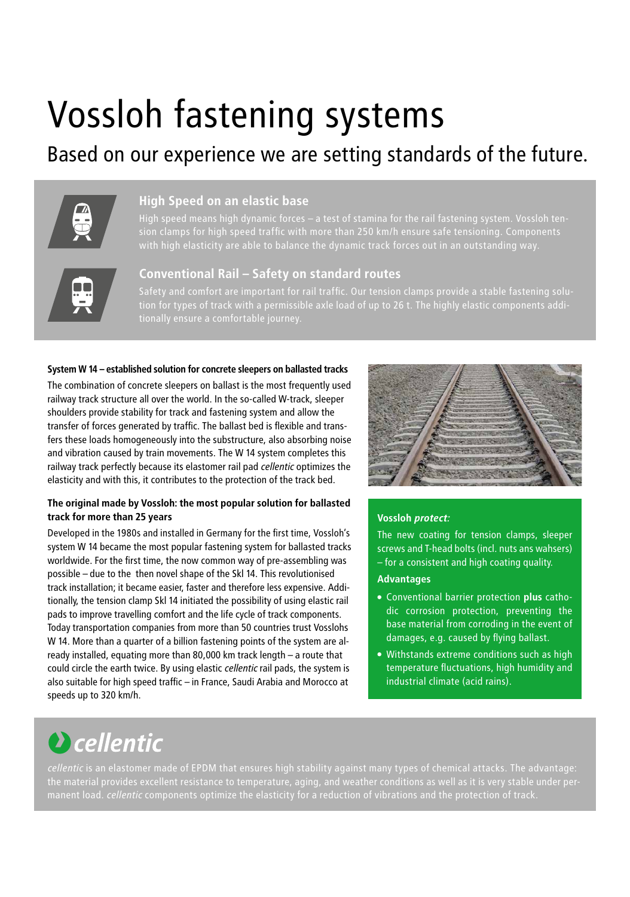# Vossloh fastening systems

## Based on our experience we are setting standards of the future.

### High Speed on an elastic base

High speed means high dynamic forces – a test of stamina for the rail fastening system. Vossloh tension clamps for high speed traffic with more than 250 km/h ensure safe tensioning. Components with high elasticity are able to balance the dynamic track forces out in an outstanding way.

### Conventional Rail – Safety on standard routes

Safety and comfort are important for rail traffic. Our tension clamps provide a stable fastening solution for types of track with a permissible axle load of up to 26 t. The highly elastic components additionally ensure a comfortable journey.

**System W 14 – established solution for concrete sleepers on ballasted tracks**

The combination of concrete sleepers on ballast is the most frequently used railway track structure all over the world. In the so-called W-track, sleeper shoulders provide stability for track and fastening system and allow the transfer of forces generated by traffic. The ballast bed is flexible and transfers these loads homogeneously into the substructure, also absorbing noise and vibration caused by train movements. The W 14 system completes this railway track perfectly because its elastomer rail pad *cellentic* optimizes the elasticity and with this, it contributes to the protection of the track bed.

**The original made by Vossloh: the most popular solution for ballasted track for more than 25 years**

Developed in the 1980s and installed in Germany for the first time, Vossloh's system W 14 became the most popular fastening system for ballasted tracks worldwide. For the first time, the now common way of pre-assembling was possible – due to the then novel shape of the Skl 14. This revolutionised track installation; it became easier, faster and therefore less expensive. Additionally, the tension clamp Skl 14 initiated the possibility of using elastic rail pads to improve travelling comfort and the life cycle of track components. Today transportation companies from more than 50 countries trust Vosslohs W 14. More than a quarter of a billion fastening points of the system are already installed, equating more than 80,000 km track length – a route that could circle the earth twice. By using elastic *cellentic* rail pads, the system is also suitable for high speed traffic – in France, Saudi Arabia and Morocco at speeds up to 320 km/h.

**Vossloh *protect:***

The new coating for tension clamps, sleeper screws and T-head bolts (incl. nuts ans wahsers) – for a consistent and high coating quality.

**Advantages**

- Conventional barrier protection **plus** cathodic corrosion protection, preventing the base material from corroding in the event of damages, e.g. caused by flying ballast.
- Withstands extreme conditions such as high temperature fluctuations, high humidity and industrial climate (acid rains).

## *cellentic*

*cellentic* is an elastomer made of EPDM that ensures high stability against many types of chemical attacks. The advantage: the material provides excellent resistance to temperature, aging, and weather conditions as well as it is very stable under permanent load. *cellentic* components optimize the elasticity for a reduction of vibrations and the protection of track.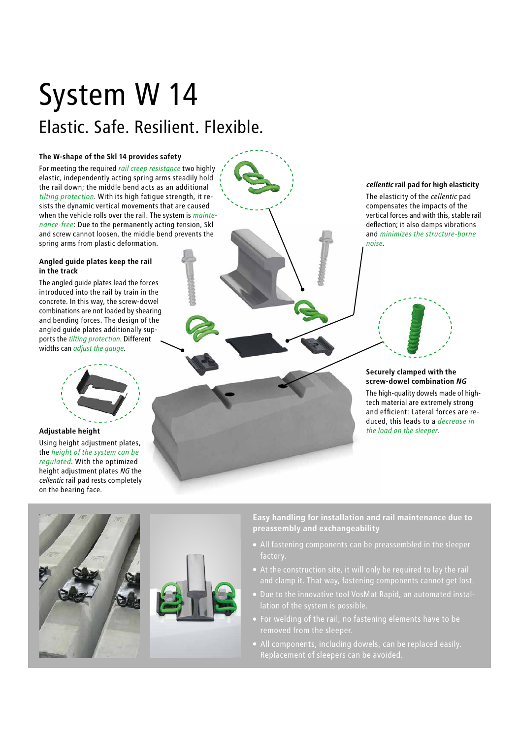# System W 14

## Elastic. Safe. Resilient. Flexible.

**The W-shape of the Skl 14 provides safety**

For meeting the required *rail creep resistance* two highly elastic, independently acting spring arms steadily hold the rail down; the middle bend acts as an additional *tilting protection*. With its high fatigue strength, it resists the dynamic vertical movements that are caused when the vehicle rolls over the rail. The system is *maintenance-free*: Due to the permanently acting tension, Skl and screw cannot loosen, the middle bend prevents the spring arms from plastic deformation.

**Angled guide plates keep the rail in the track**

The angled guide plates lead the forces introduced into the rail by train in the concrete. In this way, the screw-dowel combinations are not loaded by shearing and bending forces. The design of the angled guide plates additionally supports the *tilting protection*. Different widths can *adjust the gauge*.

**Adjustable height**

Using height adjustment plates, the *height of the system can be regulated*. With the optimized height adjustment plates *NG* the *cellentic* rail pad rests completely on the bearing face.

***cellentic* rail pad for high elasticity**

The elasticity of the *cellentic* pad compensates the impacts of the vertical forces and with this, stable rail deflection; it also damps vibrations and *minimizes the structure-borne noise*.

**Securely clamped with the screw-dowel combination *NG***

The high-quality dowels made of high-tech material are extremely strong and efficient: Lateral forces are reduced, this leads to a *decrease in the load on the sleeper*.

**Easy handling for installation and rail maintenance due to preassembly and exchangeability**

- All fastening components can be preassembled in the sleeper factory.
- At the construction site, it will only be required to lay the rail and clamp it. That way, fastening components cannot get lost.
- Due to the innovative tool VosMat Rapid, an automated installation of the system is possible.
- For welding of the rail, no fastening elements have to be removed from the sleeper.
- All components, including dowels, can be replaced easily. Replacement of sleepers can be avoided.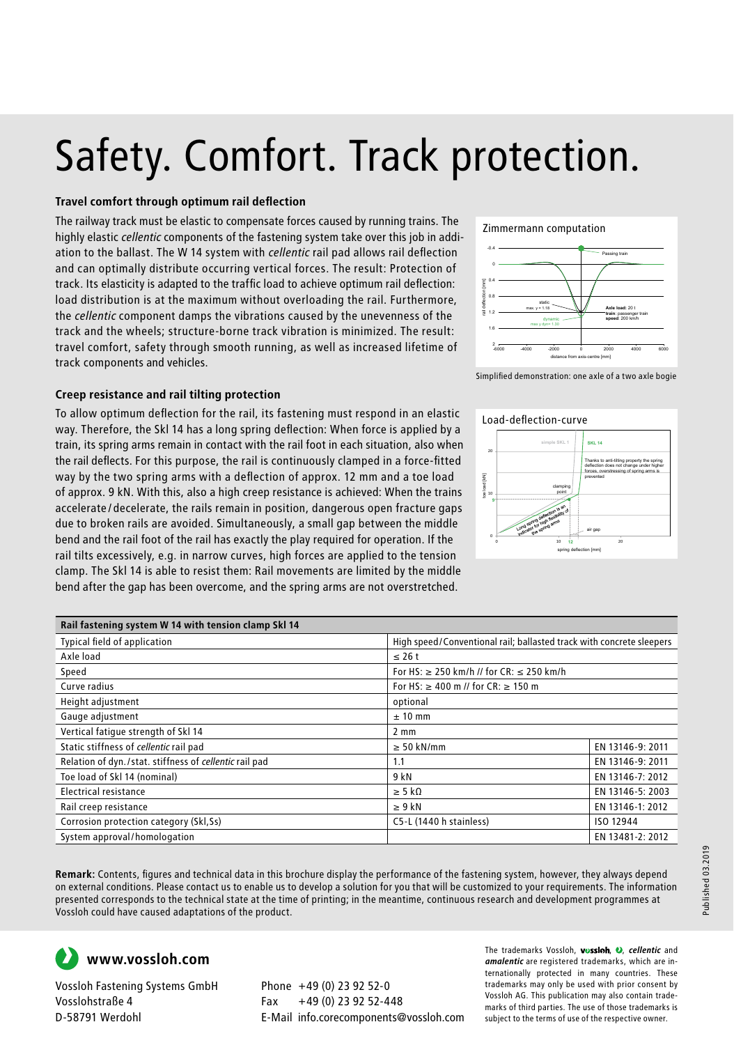# Safety. Comfort. Track protection.

### Travel comfort through optimum rail deflection

The railway track must be elastic to compensate forces caused by running trains. The highly elastic *cellentic* components of the fastening system take over this job in addiation to the ballast. The W 14 system with *cellentic* rail pad allows rail deflection and can optimally distribute occurring vertical forces. The result: Protection of track. Its elasticity is adapted to the traffic load to achieve optimum rail deflection: load distribution is at the maximum without overloading the rail. Furthermore, the *cellentic* component damps the vibrations caused by the unevenness of the track and the wheels; structure-borne track vibration is minimized. The result: travel comfort, safety through smooth running, as well as increased lifetime of track components and vehicles.

Zimmermann computation

-0.4
0
0.4
0.8
1.2
1.6
2
rail deflection [mm]
Passing train
static
max. y = 1.18
dynamic
max y dyn= 1.30
**Axle load:** 20 t
**train:** passenger train
**speed:** 200 km/h
-6000
-4000
-2000
0
2000
4000
6000
distance from axis-centre [mm]

Simplified demonstration: one axle of a two axle bogie

### Creep resistance and rail tilting protection

To allow optimum deflection for the rail, its fastening must respond in an elastic way. Therefore, the Skl 14 has a long spring deflection: When force is applied by a train, its spring arms remain in contact with the rail foot in each situation, also when the rail deflects. For this purpose, the rail is continuously clamped in a force-fitted way by the two spring arms with a deflection of approx. 12 mm and a toe load of approx. 9 kN. With this, also a high creep resistance is achieved: When the trains accelerate / decelerate, the rails remain in position, dangerous open fracture gaps due to broken rails are avoided. Simultaneously, a small gap between the middle bend and the rail foot of the rail has exactly the play required for operation. If the rail tilts excessively, e.g. in narrow curves, high forces are applied to the tension clamp. The Skl 14 is able to resist them: Rail movements are limited by the middle bend after the gap has been overcome, and the spring arms are not overstretched.

Load-deflection-curve

simple SKL 1
SKL 14
20
Thanks to anti-tilting property the spring deflection does not change under higher forces, overstressing of spring arms is prevented
toe load [kN]
clamping point
10
9
Long spring deflection is an indicator for high flexibility of the spring arms
air gap
0
0
10
12
20
spring deflection [mm]

| Rail fastening system W 14 with tension clamp Skl 14 | | |
|---|---|---|
| Typical field of application | High speed / Conventional rail; ballasted track with concrete sleepers | |
| Axle load | ≤ 26 t | |
| Speed | For HS: ≥ 250 km/h // for CR: ≤ 250 km/h | |
| Curve radius | For HS: ≥ 400 m // for CR: ≥ 150 m | |
| Height adjustment | optional | |
| Gauge adjustment | ± 10 mm | |
| Vertical fatigue strength of Skl 14 | 2 mm | |
| Static stiffness of *cellentic* rail pad | ≥ 50 kN/mm | EN 13146-9: 2011 |
| Relation of dyn. / stat. stiffness of *cellentic* rail pad | 1.1 | EN 13146-9: 2011 |
| Toe load of Skl 14 (nominal) | 9 kN | EN 13146-7: 2012 |
| Electrical resistance | ≥ 5 kΩ | EN 13146-5: 2003 |
| Rail creep resistance | ≥ 9 kN | EN 13146-1: 2012 |
| Corrosion protection category (Skl,Ss) | C5-L (1440 h stainless) | ISO 12944 |
| System approval / homologation | | EN 13481-2: 2012 |

**Remark:** Contents, figures and technical data in this brochure display the performance of the fastening system, however, they always depend on external conditions. Please contact us to enable us to develop a solution for you that will be customized to your requirements. The information presented corresponds to the technical state at the time of printing; in the meantime, continuous research and development programmes at Vossloh could have caused adaptations of the product.

Published 03.2019

**www.vossloh.com**

Vossloh Fastening Systems GmbH
Vosslohstraße 4
D-58791 Werdohl

Phone +49 (0) 23 92 52-0
Fax +49 (0) 23 92 52-448
E-Mail info.corecomponents@vossloh.com

The trademarks Vossloh, **vossloh**, **V**, ***cellentic*** and ***amalentic*** are registered trademarks, which are internationally protected in many countries. These trademarks may only be used with prior consent by Vossloh AG. This publication may also contain trademarks of third parties. The use of those trademarks is subject to the terms of use of the respective owner.